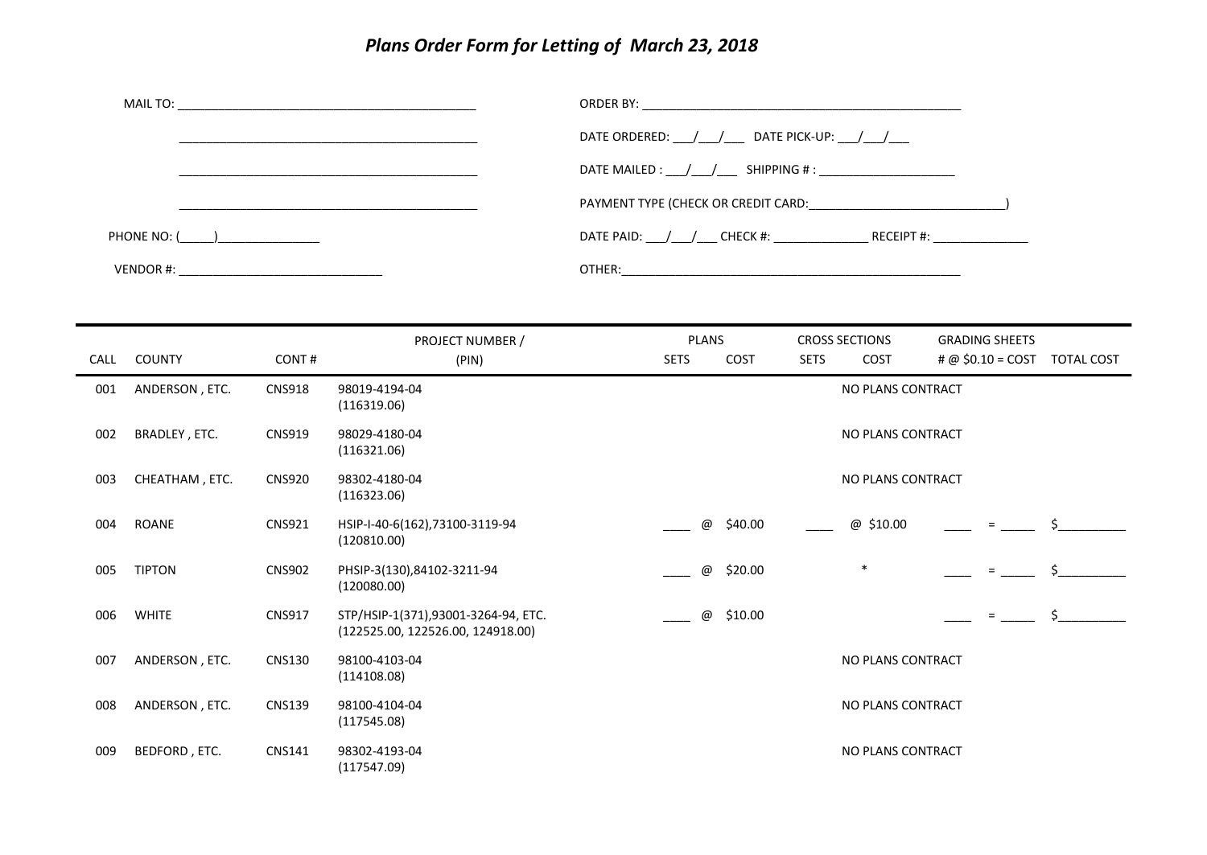# *Plans Order Form for Letting of March 23, 2018*

MAIL TO: ______________________________________________

______________________________________________

______________________________________________

______________________________________________

PHONE NO: (_____)_______________

VENDOR #: ______________________________

ORDER BY: __________________________________________________

DATE ORDERED: ___/___/___ DATE PICK-UP: ___/___/___

DATE MAILED : ___/___/___ SHIPPING # : ____________________

PAYMENT TYPE (CHECK OR CREDIT CARD:______________________________)

DATE PAID: ___/___/___ CHECK #: ______________ RECEIPT #: ______________

OTHER:______________________________________________________

| CALL | COUNTY | CONT # | PROJECT NUMBER / (PIN) | PLANS SETS | PLANS COST | CROSS SECTIONS SETS | CROSS SECTIONS COST | GRADING SHEETS # @ $0.10 = COST | TOTAL COST |
|---|---|---|---|---|---|---|---|---|---|
| 001 | ANDERSON , ETC. | CNS918 | 98019-4194-04 (116319.06) | | | | NO PLANS CONTRACT | | |
| 002 | BRADLEY , ETC. | CNS919 | 98029-4180-04 (116321.06) | | | | NO PLANS CONTRACT | | |
| 003 | CHEATHAM , ETC. | CNS920 | 98302-4180-04 (116323.06) | | | | NO PLANS CONTRACT | | |
| 004 | ROANE | CNS921 | HSIP-I-40-6(162),73100-3119-94 (120810.00) | ____ | @ $40.00 | ____ | @ $10.00 | ____ = _____ | $__________ |
| 005 | TIPTON | CNS902 | PHSIP-3(130),84102-3211-94 (120080.00) | ____ | @ $20.00 | | * | ____ = _____ | $__________ |
| 006 | WHITE | CNS917 | STP/HSIP-1(371),93001-3264-94, ETC. (122525.00, 122526.00, 124918.00) | ____ | @ $10.00 | | | ____ = _____ | $__________ |
| 007 | ANDERSON , ETC. | CNS130 | 98100-4103-04 (114108.08) | | | | NO PLANS CONTRACT | | |
| 008 | ANDERSON , ETC. | CNS139 | 98100-4104-04 (117545.08) | | | | NO PLANS CONTRACT | | |
| 009 | BEDFORD , ETC. | CNS141 | 98302-4193-04 (117547.09) | | | | NO PLANS CONTRACT | | |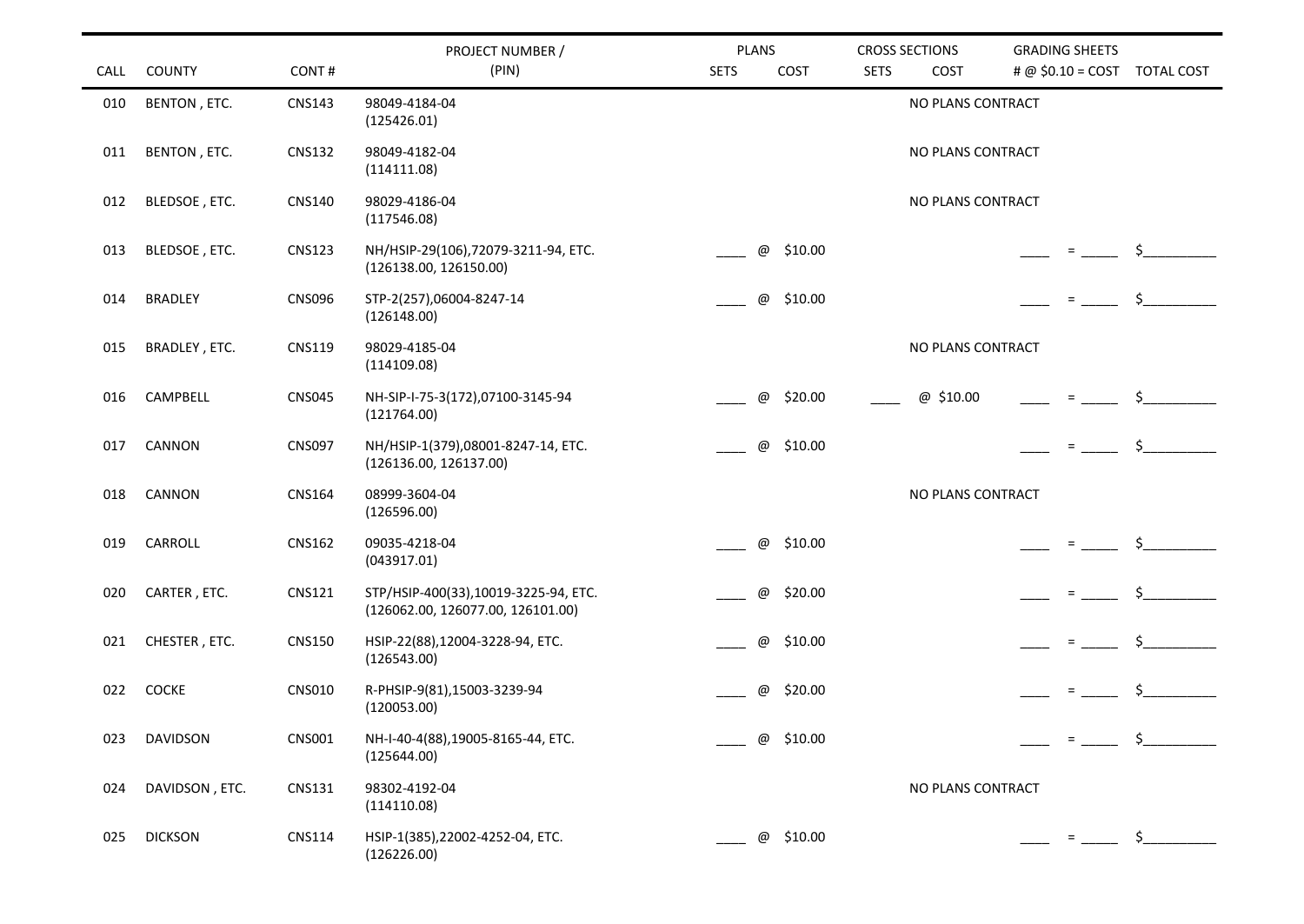| CALL | COUNTY | CONT # | PROJECT NUMBER / (PIN) | PLANS SETS | PLANS COST | CROSS SECTIONS SETS | CROSS SECTIONS COST | GRADING SHEETS # @ $0.10 = COST | TOTAL COST |
|---|---|---|---|---|---|---|---|---|---|
| 010 | BENTON , ETC. | CNS143 | 98049-4184-04 (125426.01) | | | | NO PLANS CONTRACT | | |
| 011 | BENTON , ETC. | CNS132 | 98049-4182-04 (114111.08) | | | | NO PLANS CONTRACT | | |
| 012 | BLEDSOE , ETC. | CNS140 | 98029-4186-04 (117546.08) | | | | NO PLANS CONTRACT | | |
| 013 | BLEDSOE , ETC. | CNS123 | NH/HSIP-29(106),72079-3211-94, ETC. (126138.00, 126150.00) | ____ | @ $10.00 | | | ____ = _____ | $__________ |
| 014 | BRADLEY | CNS096 | STP-2(257),06004-8247-14 (126148.00) | ____ | @ $10.00 | | | ____ = _____ | $__________ |
| 015 | BRADLEY , ETC. | CNS119 | 98029-4185-04 (114109.08) | | | | NO PLANS CONTRACT | | |
| 016 | CAMPBELL | CNS045 | NH-SIP-I-75-3(172),07100-3145-94 (121764.00) | ____ | @ $20.00 | ____ | @ $10.00 | ____ = _____ | $__________ |
| 017 | CANNON | CNS097 | NH/HSIP-1(379),08001-8247-14, ETC. (126136.00, 126137.00) | ____ | @ $10.00 | | | ____ = _____ | $__________ |
| 018 | CANNON | CNS164 | 08999-3604-04 (126596.00) | | | | NO PLANS CONTRACT | | |
| 019 | CARROLL | CNS162 | 09035-4218-04 (043917.01) | ____ | @ $10.00 | | | ____ = _____ | $__________ |
| 020 | CARTER , ETC. | CNS121 | STP/HSIP-400(33),10019-3225-94, ETC. (126062.00, 126077.00, 126101.00) | ____ | @ $20.00 | | | ____ = _____ | $__________ |
| 021 | CHESTER , ETC. | CNS150 | HSIP-22(88),12004-3228-94, ETC. (126543.00) | ____ | @ $10.00 | | | ____ = _____ | $__________ |
| 022 | COCKE | CNS010 | R-PHSIP-9(81),15003-3239-94 (120053.00) | ____ | @ $20.00 | | | ____ = _____ | $__________ |
| 023 | DAVIDSON | CNS001 | NH-I-40-4(88),19005-8165-44, ETC. (125644.00) | ____ | @ $10.00 | | | ____ = _____ | $__________ |
| 024 | DAVIDSON , ETC. | CNS131 | 98302-4192-04 (114110.08) | | | | NO PLANS CONTRACT | | |
| 025 | DICKSON | CNS114 | HSIP-1(385),22002-4252-04, ETC. (126226.00) | ____ | @ $10.00 | | | ____ = _____ | $__________ |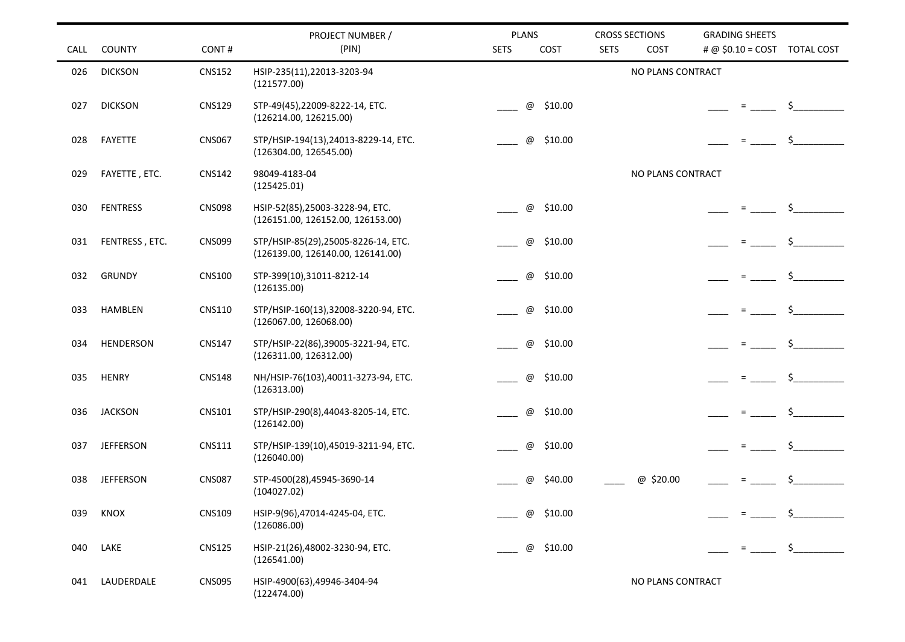| CALL | COUNTY | CONT # | PROJECT NUMBER / (PIN) | PLANS SETS | PLANS COST | CROSS SECTIONS SETS | CROSS SECTIONS COST | GRADING SHEETS # @ $0.10 = COST | TOTAL COST |
|---|---|---|---|---|---|---|---|---|---|
| 026 | DICKSON | CNS152 | HSIP-235(11),22013-3203-94 (121577.00) | | | NO PLANS CONTRACT | | | |
| 027 | DICKSON | CNS129 | STP-49(45),22009-8222-14, ETC. (126214.00, 126215.00) | ____ | @ $10.00 | | | ____ = _____ | $__________ |
| 028 | FAYETTE | CNS067 | STP/HSIP-194(13),24013-8229-14, ETC. (126304.00, 126545.00) | ____ | @ $10.00 | | | ____ = _____ | $__________ |
| 029 | FAYETTE , ETC. | CNS142 | 98049-4183-04 (125425.01) | | | NO PLANS CONTRACT | | | |
| 030 | FENTRESS | CNS098 | HSIP-52(85),25003-3228-94, ETC. (126151.00, 126152.00, 126153.00) | ____ | @ $10.00 | | | ____ = _____ | $__________ |
| 031 | FENTRESS , ETC. | CNS099 | STP/HSIP-85(29),25005-8226-14, ETC. (126139.00, 126140.00, 126141.00) | ____ | @ $10.00 | | | ____ = _____ | $__________ |
| 032 | GRUNDY | CNS100 | STP-399(10),31011-8212-14 (126135.00) | ____ | @ $10.00 | | | ____ = _____ | $__________ |
| 033 | HAMBLEN | CNS110 | STP/HSIP-160(13),32008-3220-94, ETC. (126067.00, 126068.00) | ____ | @ $10.00 | | | ____ = _____ | $__________ |
| 034 | HENDERSON | CNS147 | STP/HSIP-22(86),39005-3221-94, ETC. (126311.00, 126312.00) | ____ | @ $10.00 | | | ____ = _____ | $__________ |
| 035 | HENRY | CNS148 | NH/HSIP-76(103),40011-3273-94, ETC. (126313.00) | ____ | @ $10.00 | | | ____ = _____ | $__________ |
| 036 | JACKSON | CNS101 | STP/HSIP-290(8),44043-8205-14, ETC. (126142.00) | ____ | @ $10.00 | | | ____ = _____ | $__________ |
| 037 | JEFFERSON | CNS111 | STP/HSIP-139(10),45019-3211-94, ETC. (126040.00) | ____ | @ $10.00 | | | ____ = _____ | $__________ |
| 038 | JEFFERSON | CNS087 | STP-4500(28),45945-3690-14 (104027.02) | ____ | @ $40.00 | ____ | @ $20.00 | ____ = _____ | $__________ |
| 039 | KNOX | CNS109 | HSIP-9(96),47014-4245-04, ETC. (126086.00) | ____ | @ $10.00 | | | ____ = _____ | $__________ |
| 040 | LAKE | CNS125 | HSIP-21(26),48002-3230-94, ETC. (126541.00) | ____ | @ $10.00 | | | ____ = _____ | $__________ |
| 041 | LAUDERDALE | CNS095 | HSIP-4900(63),49946-3404-94 (122474.00) | | | NO PLANS CONTRACT | | | |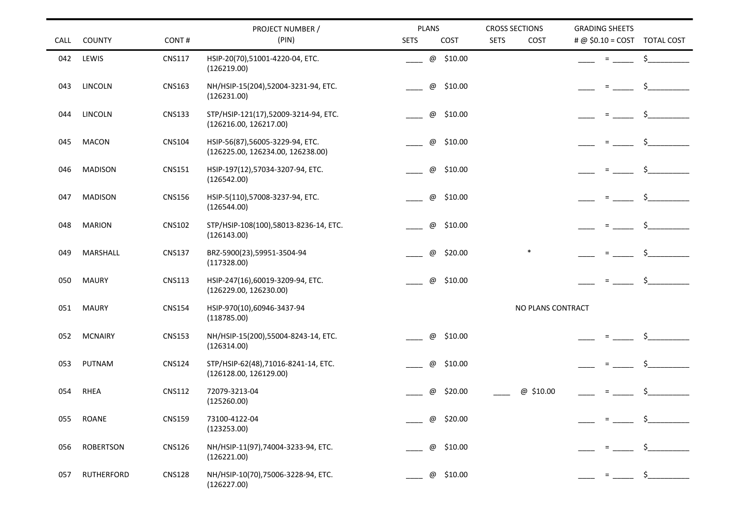| CALL | COUNTY | CONT # | PROJECT NUMBER / (PIN) | PLANS SETS | PLANS COST | CROSS SECTIONS SETS | CROSS SECTIONS COST | GRADING SHEETS # @ $0.10 = COST | TOTAL COST |
|---|---|---|---|---|---|---|---|---|---|
| 042 | LEWIS | CNS117 | HSIP-20(70),51001-4220-04, ETC. (126219.00) | ____ | @ $10.00 | | | ____ = _____ | $__________ |
| 043 | LINCOLN | CNS163 | NH/HSIP-15(204),52004-3231-94, ETC. (126231.00) | ____ | @ $10.00 | | | ____ = _____ | $__________ |
| 044 | LINCOLN | CNS133 | STP/HSIP-121(17),52009-3214-94, ETC. (126216.00, 126217.00) | ____ | @ $10.00 | | | ____ = _____ | $__________ |
| 045 | MACON | CNS104 | HSIP-56(87),56005-3229-94, ETC. (126225.00, 126234.00, 126238.00) | ____ | @ $10.00 | | | ____ = _____ | $__________ |
| 046 | MADISON | CNS151 | HSIP-197(12),57034-3207-94, ETC. (126542.00) | ____ | @ $10.00 | | | ____ = _____ | $__________ |
| 047 | MADISON | CNS156 | HSIP-5(110),57008-3237-94, ETC. (126544.00) | ____ | @ $10.00 | | | ____ = _____ | $__________ |
| 048 | MARION | CNS102 | STP/HSIP-108(100),58013-8236-14, ETC. (126143.00) | ____ | @ $10.00 | | | ____ = _____ | $__________ |
| 049 | MARSHALL | CNS137 | BRZ-5900(23),59951-3504-94 (117328.00) | ____ | @ $20.00 | * | | ____ = _____ | $__________ |
| 050 | MAURY | CNS113 | HSIP-247(16),60019-3209-94, ETC. (126229.00, 126230.00) | ____ | @ $10.00 | | | ____ = _____ | $__________ |
| 051 | MAURY | CNS154 | HSIP-970(10),60946-3437-94 (118785.00) | | | NO PLANS CONTRACT | | | |
| 052 | MCNAIRY | CNS153 | NH/HSIP-15(200),55004-8243-14, ETC. (126314.00) | ____ | @ $10.00 | | | ____ = _____ | $__________ |
| 053 | PUTNAM | CNS124 | STP/HSIP-62(48),71016-8241-14, ETC. (126128.00, 126129.00) | ____ | @ $10.00 | | | ____ = _____ | $__________ |
| 054 | RHEA | CNS112 | 72079-3213-04 (125260.00) | ____ | @ $20.00 | ____ | @ $10.00 | ____ = _____ | $__________ |
| 055 | ROANE | CNS159 | 73100-4122-04 (123253.00) | ____ | @ $20.00 | | | ____ = _____ | $__________ |
| 056 | ROBERTSON | CNS126 | NH/HSIP-11(97),74004-3233-94, ETC. (126221.00) | ____ | @ $10.00 | | | ____ = _____ | $__________ |
| 057 | RUTHERFORD | CNS128 | NH/HSIP-10(70),75006-3228-94, ETC. (126227.00) | ____ | @ $10.00 | | | ____ = _____ | $__________ |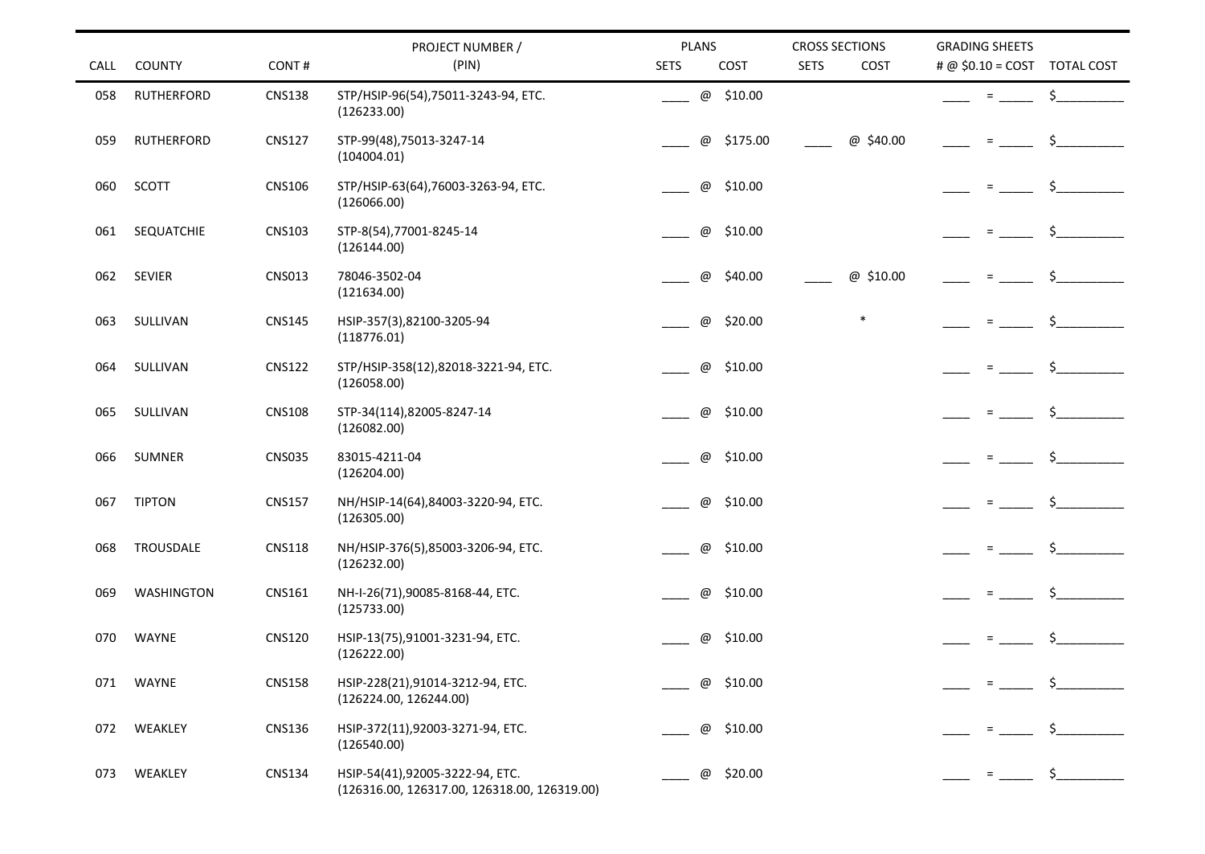| CALL | COUNTY | CONT # | PROJECT NUMBER / (PIN) | PLANS SETS | PLANS COST | CROSS SECTIONS SETS | CROSS SECTIONS COST | GRADING SHEETS # @ $0.10 = COST | TOTAL COST |
|---|---|---|---|---|---|---|---|---|---|
| 058 | RUTHERFORD | CNS138 | STP/HSIP-96(54),75011-3243-94, ETC. (126233.00) | ____ | @ $10.00 | | | ____ = _____ | $__________ |
| 059 | RUTHERFORD | CNS127 | STP-99(48),75013-3247-14 (104004.01) | ____ | @ $175.00 | ____ | @ $40.00 | ____ = _____ | $__________ |
| 060 | SCOTT | CNS106 | STP/HSIP-63(64),76003-3263-94, ETC. (126066.00) | ____ | @ $10.00 | | | ____ = _____ | $__________ |
| 061 | SEQUATCHIE | CNS103 | STP-8(54),77001-8245-14 (126144.00) | ____ | @ $10.00 | | | ____ = _____ | $__________ |
| 062 | SEVIER | CNS013 | 78046-3502-04 (121634.00) | ____ | @ $40.00 | ____ | @ $10.00 | ____ = _____ | $__________ |
| 063 | SULLIVAN | CNS145 | HSIP-357(3),82100-3205-94 (118776.01) | ____ | @ $20.00 | | * | ____ = _____ | $__________ |
| 064 | SULLIVAN | CNS122 | STP/HSIP-358(12),82018-3221-94, ETC. (126058.00) | ____ | @ $10.00 | | | ____ = _____ | $__________ |
| 065 | SULLIVAN | CNS108 | STP-34(114),82005-8247-14 (126082.00) | ____ | @ $10.00 | | | ____ = _____ | $__________ |
| 066 | SUMNER | CNS035 | 83015-4211-04 (126204.00) | ____ | @ $10.00 | | | ____ = _____ | $__________ |
| 067 | TIPTON | CNS157 | NH/HSIP-14(64),84003-3220-94, ETC. (126305.00) | ____ | @ $10.00 | | | ____ = _____ | $__________ |
| 068 | TROUSDALE | CNS118 | NH/HSIP-376(5),85003-3206-94, ETC. (126232.00) | ____ | @ $10.00 | | | ____ = _____ | $__________ |
| 069 | WASHINGTON | CNS161 | NH-I-26(71),90085-8168-44, ETC. (125733.00) | ____ | @ $10.00 | | | ____ = _____ | $__________ |
| 070 | WAYNE | CNS120 | HSIP-13(75),91001-3231-94, ETC. (126222.00) | ____ | @ $10.00 | | | ____ = _____ | $__________ |
| 071 | WAYNE | CNS158 | HSIP-228(21),91014-3212-94, ETC. (126224.00, 126244.00) | ____ | @ $10.00 | | | ____ = _____ | $__________ |
| 072 | WEAKLEY | CNS136 | HSIP-372(11),92003-3271-94, ETC. (126540.00) | ____ | @ $10.00 | | | ____ = _____ | $__________ |
| 073 | WEAKLEY | CNS134 | HSIP-54(41),92005-3222-94, ETC. (126316.00, 126317.00, 126318.00, 126319.00) | ____ | @ $20.00 | | | ____ = _____ | $__________ |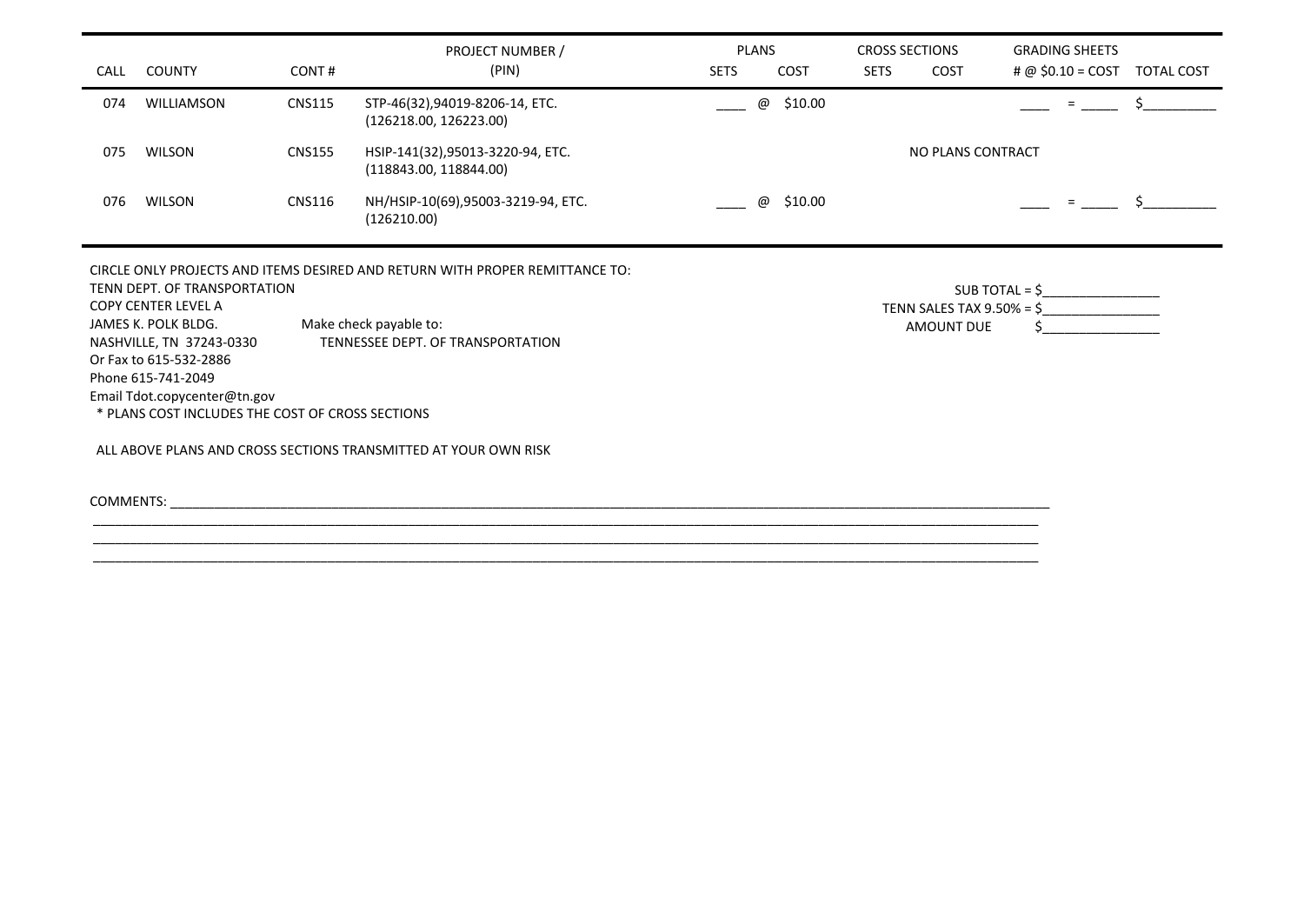| CALL | COUNTY | CONT # | PROJECT NUMBER / (PIN) | PLANS SETS | PLANS COST | CROSS SECTIONS SETS | CROSS SECTIONS COST | GRADING SHEETS # @ $0.10 = COST | TOTAL COST |
|---|---|---|---|---|---|---|---|---|---|
| 074 | WILLIAMSON | CNS115 | STP-46(32),94019-8206-14, ETC. (126218.00, 126223.00) | ____ @ | $10.00 | | | ____ = _____ | $_________ |
| 075 | WILSON | CNS155 | HSIP-141(32),95013-3220-94, ETC. (118843.00, 118844.00) | | | NO PLANS CONTRACT | | | |
| 076 | WILSON | CNS116 | NH/HSIP-10(69),95003-3219-94, ETC. (126210.00) | ____ @ | $10.00 | | | ____ = _____ | $_________ |

CIRCLE ONLY PROJECTS AND ITEMS DESIRED AND RETURN WITH PROPER REMITTANCE TO:
TENN DEPT. OF TRANSPORTATION
COPY CENTER LEVEL A
JAMES K. POLK BLDG.
NASHVILLE, TN 37243-0330
Or Fax to 615-532-2886
Phone 615-741-2049
Email Tdot.copycenter@tn.gov

Make check payable to:
TENNESSEE DEPT. OF TRANSPORTATION

SUB TOTAL = $_______________
TENN SALES TAX 9.50% = $_______________
AMOUNT DUE $_______________

* PLANS COST INCLUDES THE COST OF CROSS SECTIONS

ALL ABOVE PLANS AND CROSS SECTIONS TRANSMITTED AT YOUR OWN RISK

COMMENTS: ________________________________________________________________________________
________________________________________________________________________________
________________________________________________________________________________
________________________________________________________________________________